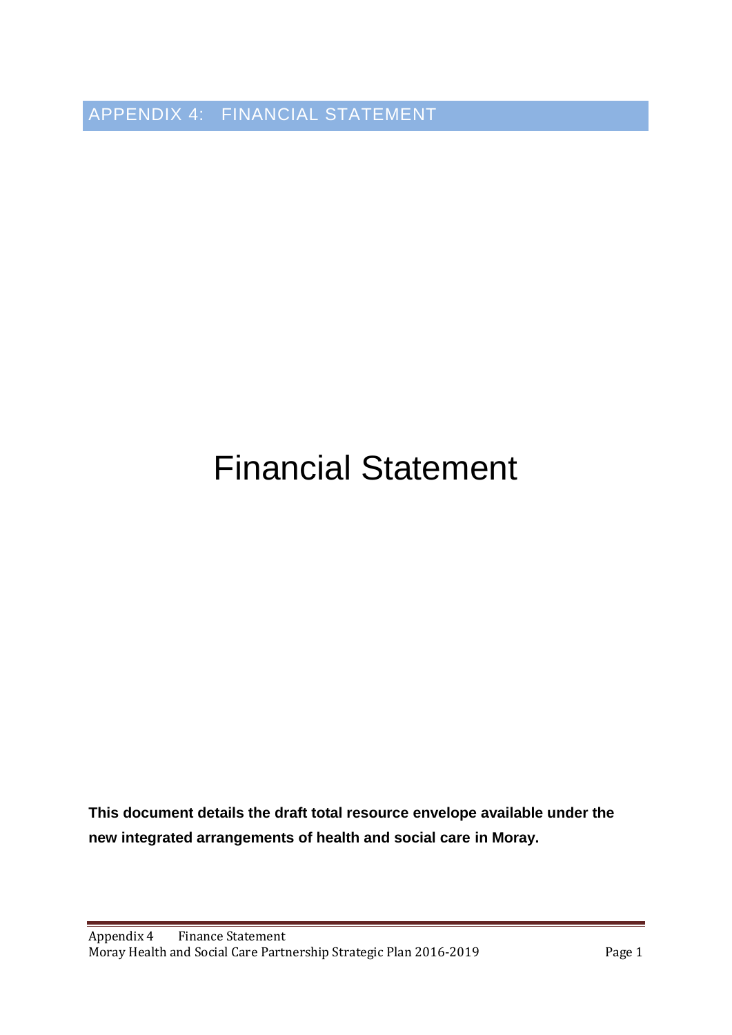# APPENDIX 4: FINANCIAL STATEMENT

# Financial Statement

**This document details the draft total resource envelope available under the new integrated arrangements of health and social care in Moray.**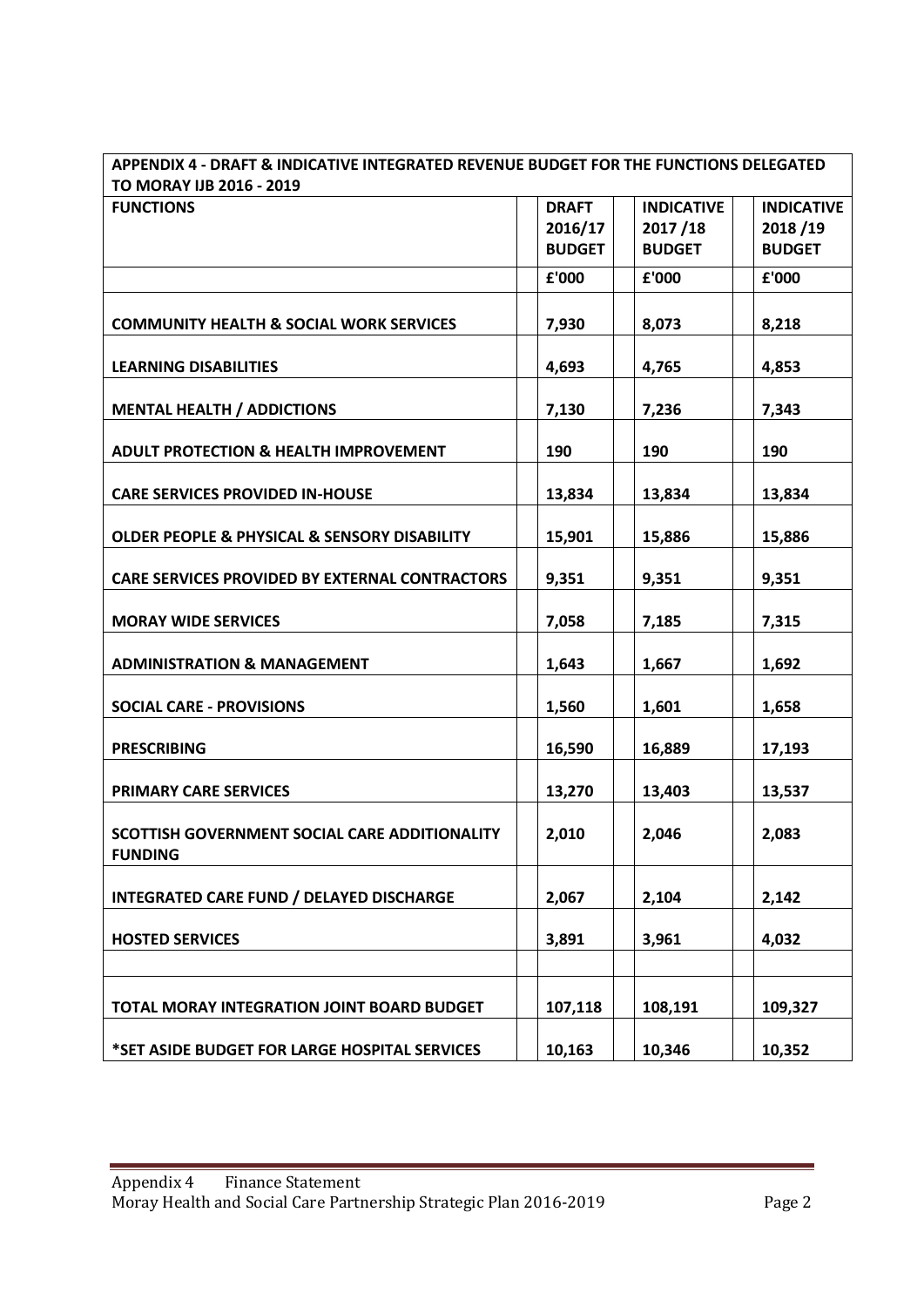**APPENDIX 4 - DRAFT & INDICATIVE INTEGRATED REVENUE BUDGET FOR THE FUNCTIONS DELEGATED TO MORAY IJB 2016 - 2019**

| FUNCTIONS | DRAFT 2016/17 BUDGET | INDICATIVE 2017 /18 BUDGET | INDICATIVE 2018 /19 BUDGET |
|---|---|---|---|
| | £'000 | £'000 | £'000 |
| COMMUNITY HEALTH & SOCIAL WORK SERVICES | 7,930 | 8,073 | 8,218 |
| LEARNING DISABILITIES | 4,693 | 4,765 | 4,853 |
| MENTAL HEALTH / ADDICTIONS | 7,130 | 7,236 | 7,343 |
| ADULT PROTECTION & HEALTH IMPROVEMENT | 190 | 190 | 190 |
| CARE SERVICES PROVIDED IN-HOUSE | 13,834 | 13,834 | 13,834 |
| OLDER PEOPLE & PHYSICAL & SENSORY DISABILITY | 15,901 | 15,886 | 15,886 |
| CARE SERVICES PROVIDED BY EXTERNAL CONTRACTORS | 9,351 | 9,351 | 9,351 |
| MORAY WIDE SERVICES | 7,058 | 7,185 | 7,315 |
| ADMINISTRATION & MANAGEMENT | 1,643 | 1,667 | 1,692 |
| SOCIAL CARE - PROVISIONS | 1,560 | 1,601 | 1,658 |
| PRESCRIBING | 16,590 | 16,889 | 17,193 |
| PRIMARY CARE SERVICES | 13,270 | 13,403 | 13,537 |
| SCOTTISH GOVERNMENT SOCIAL CARE ADDITIONALITY FUNDING | 2,010 | 2,046 | 2,083 |
| INTEGRATED CARE FUND / DELAYED DISCHARGE | 2,067 | 2,104 | 2,142 |
| HOSTED SERVICES | 3,891 | 3,961 | 4,032 |
| | | | |
| TOTAL MORAY INTEGRATION JOINT BOARD BUDGET | 107,118 | 108,191 | 109,327 |
| *SET ASIDE BUDGET FOR LARGE HOSPITAL SERVICES | 10,163 | 10,346 | 10,352 |